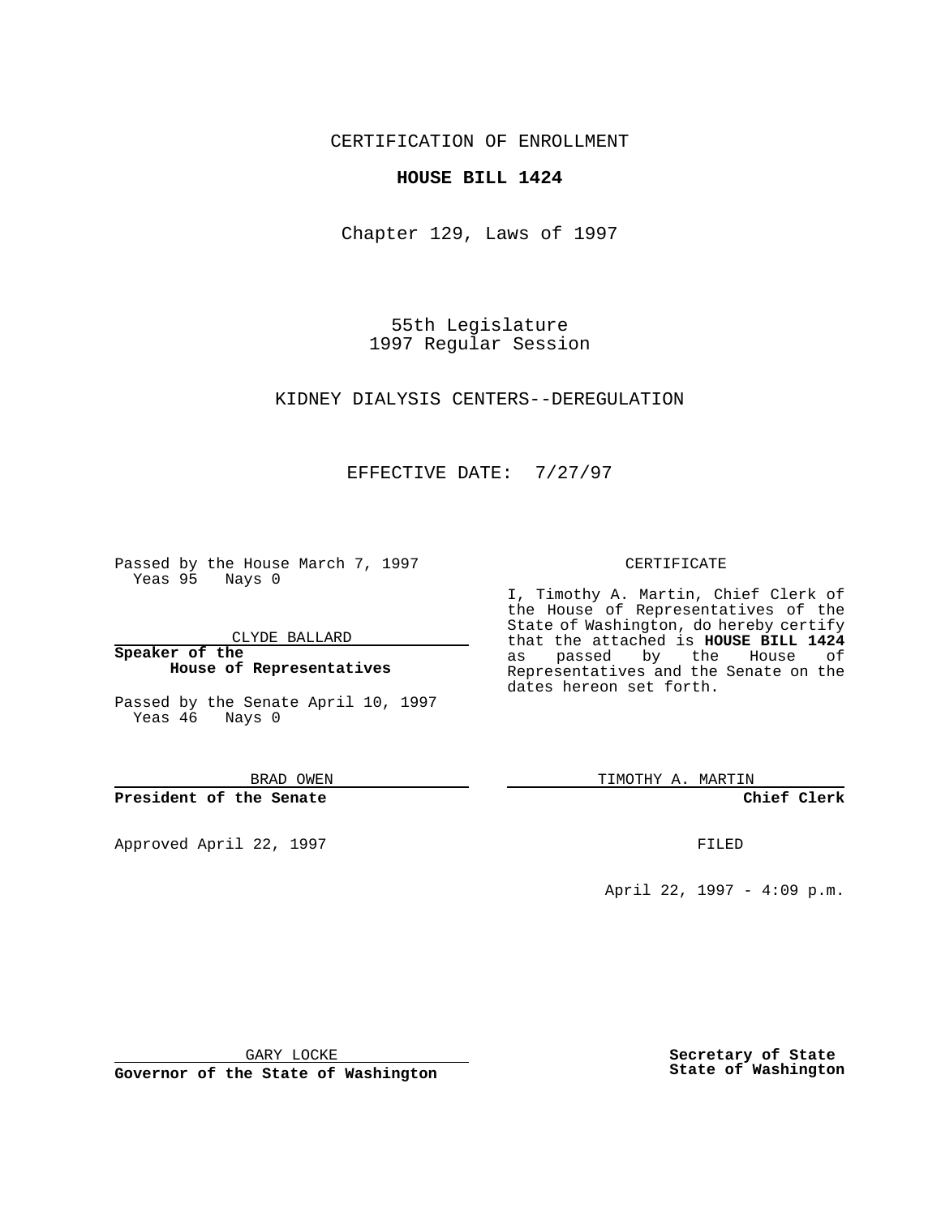CERTIFICATION OF ENROLLMENT

**HOUSE BILL 1424**

Chapter 129, Laws of 1997

55th Legislature
1997 Regular Session

KIDNEY DIALYSIS CENTERS--DEREGULATION

EFFECTIVE DATE: 7/27/97

Passed by the House March 7, 1997
Yeas 95 Nays 0

CLYDE BALLARD

**Speaker of the House of Representatives**

Passed by the Senate April 10, 1997
Yeas 46 Nays 0

BRAD OWEN

**President of the Senate**

Approved April 22, 1997

GARY LOCKE

**Governor of the State of Washington**

CERTIFICATE

I, Timothy A. Martin, Chief Clerk of the House of Representatives of the State of Washington, do hereby certify that the attached is **HOUSE BILL 1424** as passed by the House of Representatives and the Senate on the dates hereon set forth.

TIMOTHY A. MARTIN

**Chief Clerk**

FILED

April 22, 1997 - 4:09 p.m.

**Secretary of State State of Washington**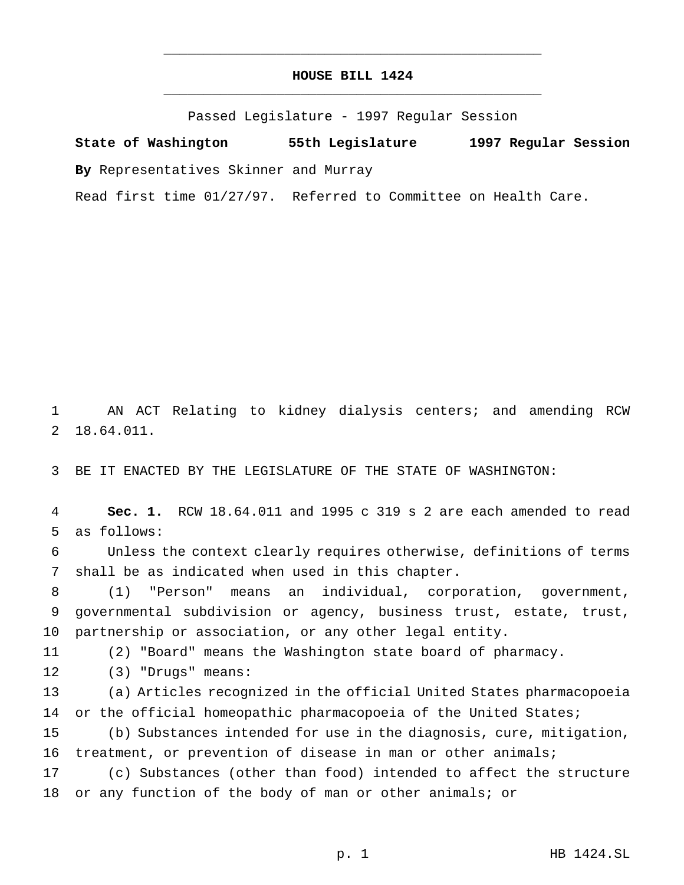# HOUSE BILL 1424

Passed Legislature - 1997 Regular Session

**State of Washington 55th Legislature 1997 Regular Session**

**By** Representatives Skinner and Murray

Read first time 01/27/97. Referred to Committee on Health Care.

AN ACT Relating to kidney dialysis centers; and amending RCW 18.64.011.

BE IT ENACTED BY THE LEGISLATURE OF THE STATE OF WASHINGTON:

**Sec. 1.** RCW 18.64.011 and 1995 c 319 s 2 are each amended to read as follows:

Unless the context clearly requires otherwise, definitions of terms shall be as indicated when used in this chapter.

(1) "Person" means an individual, corporation, government, governmental subdivision or agency, business trust, estate, trust, partnership or association, or any other legal entity.

(2) "Board" means the Washington state board of pharmacy.

(3) "Drugs" means:

(a) Articles recognized in the official United States pharmacopoeia or the official homeopathic pharmacopoeia of the United States;

(b) Substances intended for use in the diagnosis, cure, mitigation, treatment, or prevention of disease in man or other animals;

(c) Substances (other than food) intended to affect the structure or any function of the body of man or other animals; or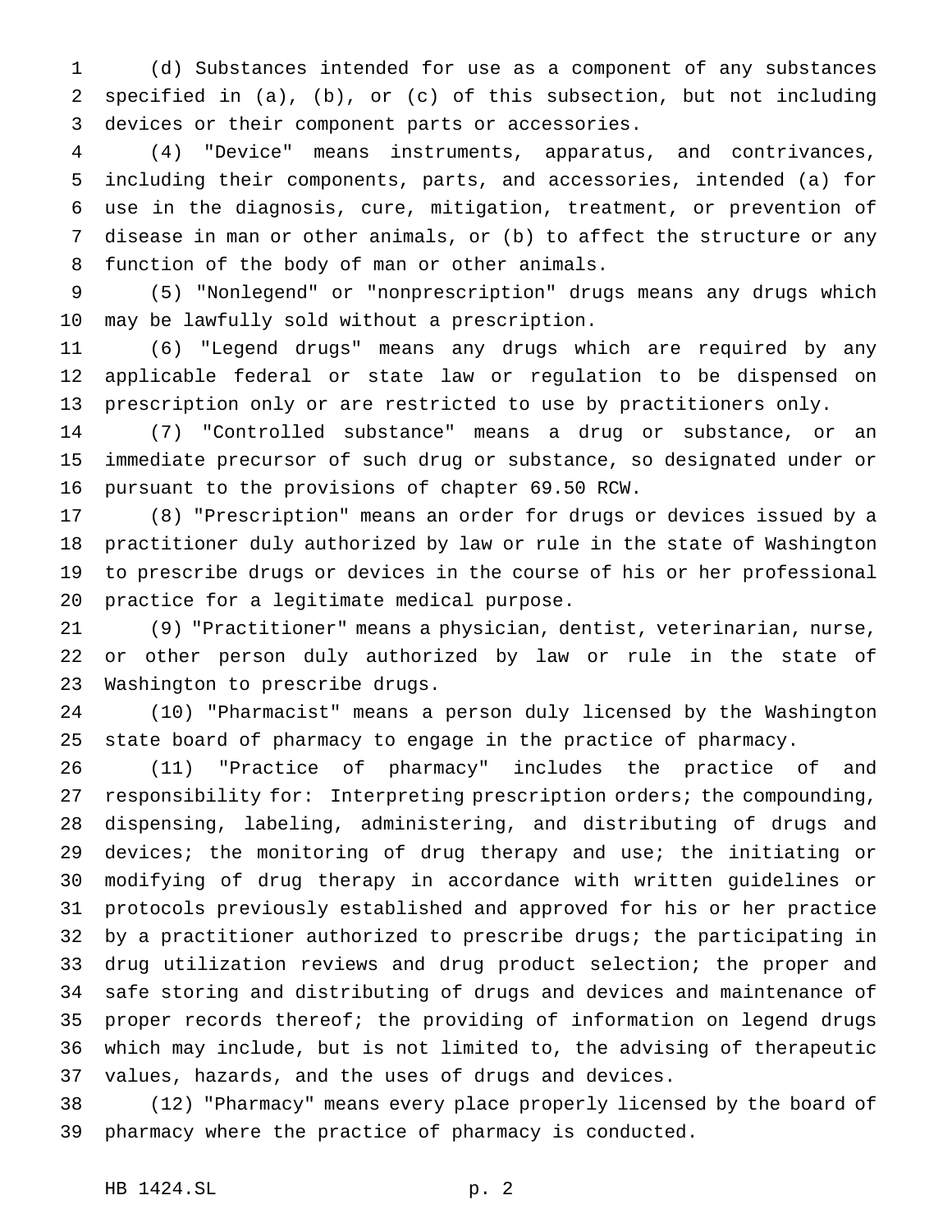(d) Substances intended for use as a component of any substances specified in (a), (b), or (c) of this subsection, but not including devices or their component parts or accessories.

(4) "Device" means instruments, apparatus, and contrivances, including their components, parts, and accessories, intended (a) for use in the diagnosis, cure, mitigation, treatment, or prevention of disease in man or other animals, or (b) to affect the structure or any function of the body of man or other animals.

(5) "Nonlegend" or "nonprescription" drugs means any drugs which may be lawfully sold without a prescription.

(6) "Legend drugs" means any drugs which are required by any applicable federal or state law or regulation to be dispensed on prescription only or are restricted to use by practitioners only.

(7) "Controlled substance" means a drug or substance, or an immediate precursor of such drug or substance, so designated under or pursuant to the provisions of chapter 69.50 RCW.

(8) "Prescription" means an order for drugs or devices issued by a practitioner duly authorized by law or rule in the state of Washington to prescribe drugs or devices in the course of his or her professional practice for a legitimate medical purpose.

(9) "Practitioner" means a physician, dentist, veterinarian, nurse, or other person duly authorized by law or rule in the state of Washington to prescribe drugs.

(10) "Pharmacist" means a person duly licensed by the Washington state board of pharmacy to engage in the practice of pharmacy.

(11) "Practice of pharmacy" includes the practice of and responsibility for: Interpreting prescription orders; the compounding, dispensing, labeling, administering, and distributing of drugs and devices; the monitoring of drug therapy and use; the initiating or modifying of drug therapy in accordance with written guidelines or protocols previously established and approved for his or her practice by a practitioner authorized to prescribe drugs; the participating in drug utilization reviews and drug product selection; the proper and safe storing and distributing of drugs and devices and maintenance of proper records thereof; the providing of information on legend drugs which may include, but is not limited to, the advising of therapeutic values, hazards, and the uses of drugs and devices.

(12) "Pharmacy" means every place properly licensed by the board of pharmacy where the practice of pharmacy is conducted.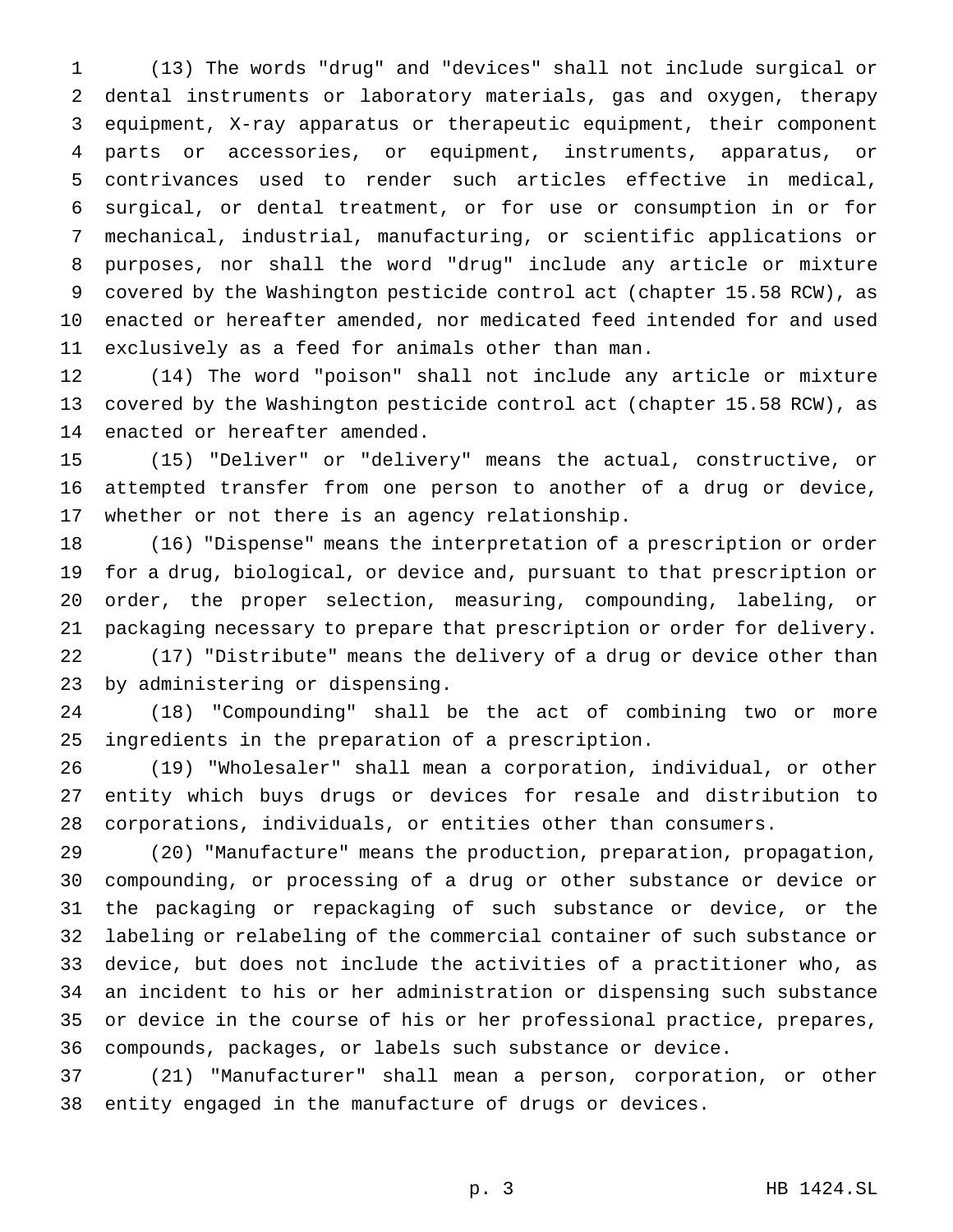(13) The words "drug" and "devices" shall not include surgical or dental instruments or laboratory materials, gas and oxygen, therapy equipment, X-ray apparatus or therapeutic equipment, their component parts or accessories, or equipment, instruments, apparatus, or contrivances used to render such articles effective in medical, surgical, or dental treatment, or for use or consumption in or for mechanical, industrial, manufacturing, or scientific applications or purposes, nor shall the word "drug" include any article or mixture covered by the Washington pesticide control act (chapter 15.58 RCW), as enacted or hereafter amended, nor medicated feed intended for and used exclusively as a feed for animals other than man.

(14) The word "poison" shall not include any article or mixture covered by the Washington pesticide control act (chapter 15.58 RCW), as enacted or hereafter amended.

(15) "Deliver" or "delivery" means the actual, constructive, or attempted transfer from one person to another of a drug or device, whether or not there is an agency relationship.

(16) "Dispense" means the interpretation of a prescription or order for a drug, biological, or device and, pursuant to that prescription or order, the proper selection, measuring, compounding, labeling, or packaging necessary to prepare that prescription or order for delivery.

(17) "Distribute" means the delivery of a drug or device other than by administering or dispensing.

(18) "Compounding" shall be the act of combining two or more ingredients in the preparation of a prescription.

(19) "Wholesaler" shall mean a corporation, individual, or other entity which buys drugs or devices for resale and distribution to corporations, individuals, or entities other than consumers.

(20) "Manufacture" means the production, preparation, propagation, compounding, or processing of a drug or other substance or device or the packaging or repackaging of such substance or device, or the labeling or relabeling of the commercial container of such substance or device, but does not include the activities of a practitioner who, as an incident to his or her administration or dispensing such substance or device in the course of his or her professional practice, prepares, compounds, packages, or labels such substance or device.

(21) "Manufacturer" shall mean a person, corporation, or other entity engaged in the manufacture of drugs or devices.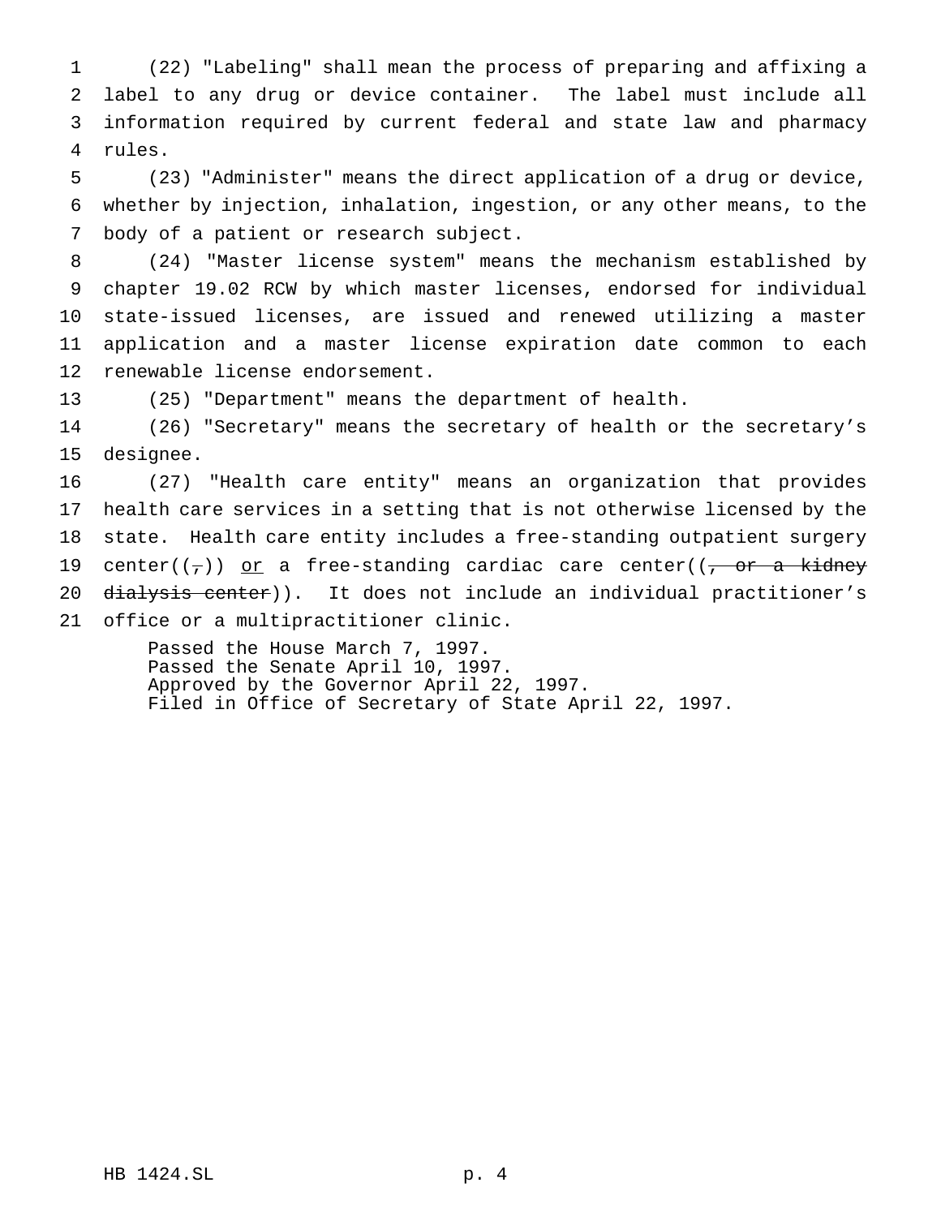(22) "Labeling" shall mean the process of preparing and affixing a label to any drug or device container. The label must include all information required by current federal and state law and pharmacy rules.

(23) "Administer" means the direct application of a drug or device, whether by injection, inhalation, ingestion, or any other means, to the body of a patient or research subject.

(24) "Master license system" means the mechanism established by chapter 19.02 RCW by which master licenses, endorsed for individual state-issued licenses, are issued and renewed utilizing a master application and a master license expiration date common to each renewable license endorsement.

(25) "Department" means the department of health.

(26) "Secretary" means the secretary of health or the secretary's designee.

(27) "Health care entity" means an organization that provides health care services in a setting that is not otherwise licensed by the state. Health care entity includes a free-standing outpatient surgery center((~~,~~)) <u>or</u> a free-standing cardiac care center((~~, or a kidney dialysis center~~)). It does not include an individual practitioner's office or a multipractitioner clinic.

Passed the House March 7, 1997.
Passed the Senate April 10, 1997.
Approved by the Governor April 22, 1997.
Filed in Office of Secretary of State April 22, 1997.